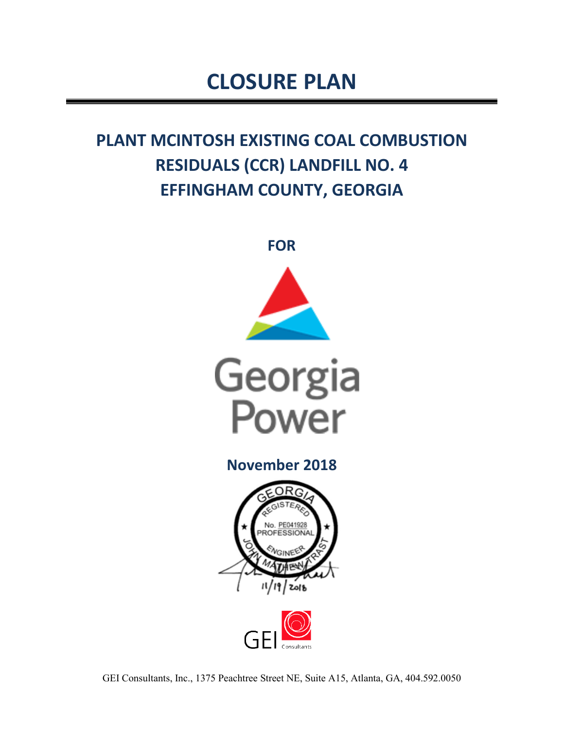# CLOSURE PLAN

## PLANT MCINTOSH EXISTING COAL COMBUSTION RESIDUALS (CCR) LANDFILL NO. 4 EFFINGHAM COUNTY, GEORGIA

**FOR**

Georgia Power

**November 2018**

GEORGIA REGISTERED No. PE041928 PROFESSIONAL ENGINEER JOHN MATHEW TRAST

11/19/2018

GEI Consultants

GEI Consultants, Inc., 1375 Peachtree Street NE, Suite A15, Atlanta, GA, 404.592.0050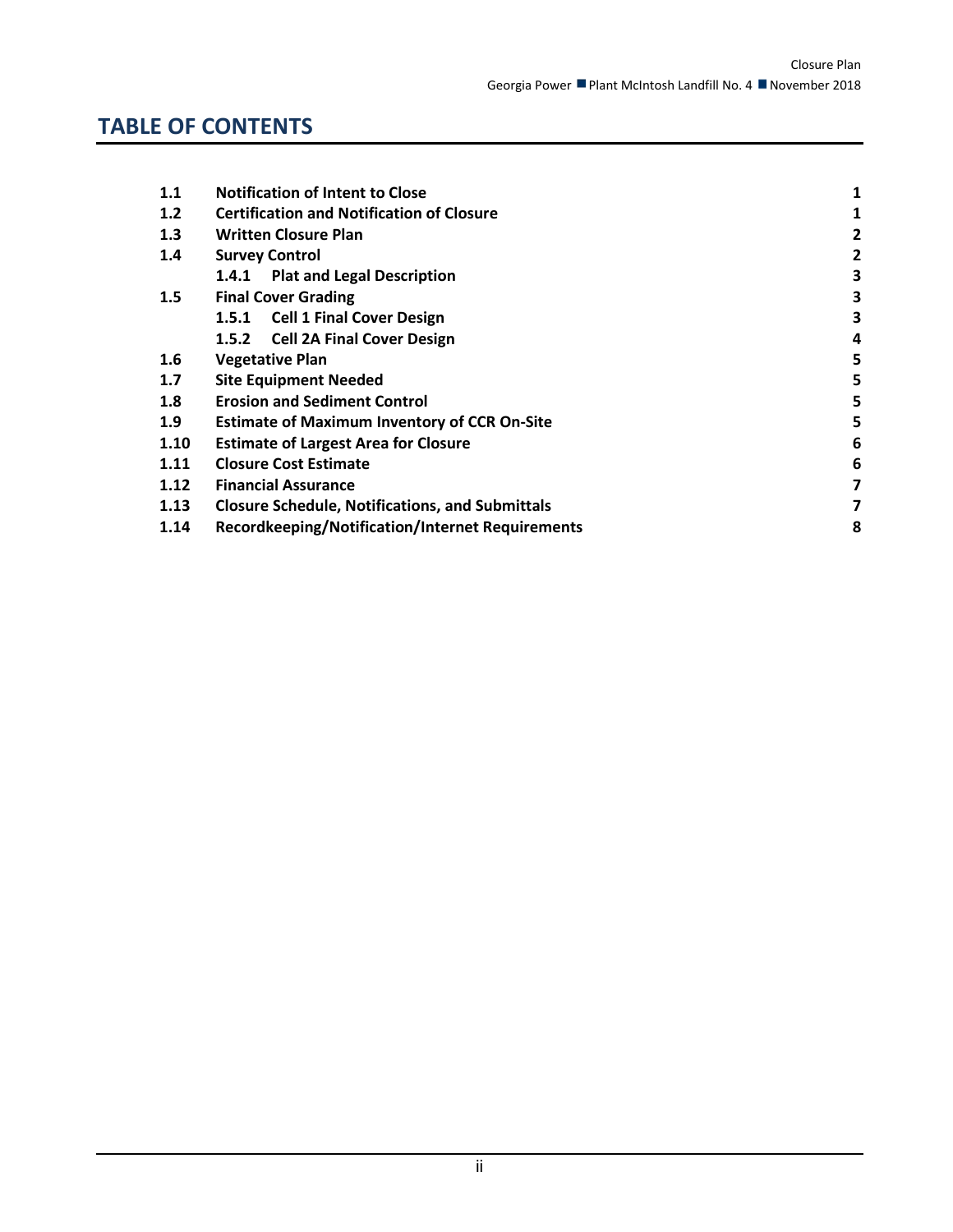# TABLE OF CONTENTS

| | | |
|---|---|---|
| **1.1** | **Notification of Intent to Close** | **1** |
| **1.2** | **Certification and Notification of Closure** | **1** |
| **1.3** | **Written Closure Plan** | **2** |
| **1.4** | **Survey Control** | **2** |
| | **1.4.1 Plat and Legal Description** | **3** |
| **1.5** | **Final Cover Grading** | **3** |
| | **1.5.1 Cell 1 Final Cover Design** | **3** |
| | **1.5.2 Cell 2A Final Cover Design** | **4** |
| **1.6** | **Vegetative Plan** | **5** |
| **1.7** | **Site Equipment Needed** | **5** |
| **1.8** | **Erosion and Sediment Control** | **5** |
| **1.9** | **Estimate of Maximum Inventory of CCR On-Site** | **5** |
| **1.10** | **Estimate of Largest Area for Closure** | **6** |
| **1.11** | **Closure Cost Estimate** | **6** |
| **1.12** | **Financial Assurance** | **7** |
| **1.13** | **Closure Schedule, Notifications, and Submittals** | **7** |
| **1.14** | **Recordkeeping/Notification/Internet Requirements** | **8** |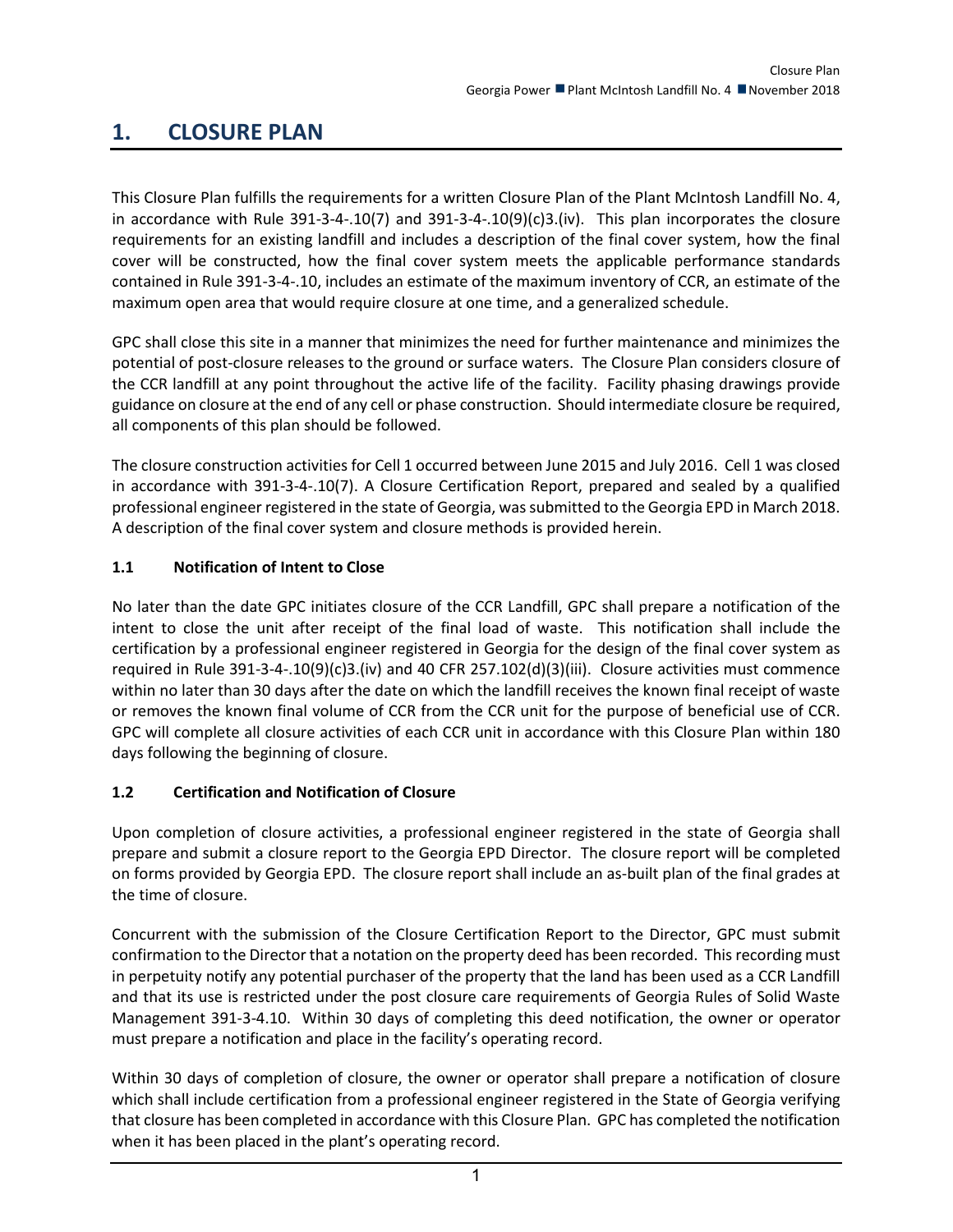# 1. CLOSURE PLAN

This Closure Plan fulfills the requirements for a written Closure Plan of the Plant McIntosh Landfill No. 4, in accordance with Rule 391-3-4-.10(7) and 391-3-4-.10(9)(c)3.(iv). This plan incorporates the closure requirements for an existing landfill and includes a description of the final cover system, how the final cover will be constructed, how the final cover system meets the applicable performance standards contained in Rule 391-3-4-.10, includes an estimate of the maximum inventory of CCR, an estimate of the maximum open area that would require closure at one time, and a generalized schedule.

GPC shall close this site in a manner that minimizes the need for further maintenance and minimizes the potential of post-closure releases to the ground or surface waters. The Closure Plan considers closure of the CCR landfill at any point throughout the active life of the facility. Facility phasing drawings provide guidance on closure at the end of any cell or phase construction. Should intermediate closure be required, all components of this plan should be followed.

The closure construction activities for Cell 1 occurred between June 2015 and July 2016. Cell 1 was closed in accordance with 391-3-4-.10(7). A Closure Certification Report, prepared and sealed by a qualified professional engineer registered in the state of Georgia, was submitted to the Georgia EPD in March 2018. A description of the final cover system and closure methods is provided herein.

## 1.1 Notification of Intent to Close

No later than the date GPC initiates closure of the CCR Landfill, GPC shall prepare a notification of the intent to close the unit after receipt of the final load of waste. This notification shall include the certification by a professional engineer registered in Georgia for the design of the final cover system as required in Rule 391-3-4-.10(9)(c)3.(iv) and 40 CFR 257.102(d)(3)(iii). Closure activities must commence within no later than 30 days after the date on which the landfill receives the known final receipt of waste or removes the known final volume of CCR from the CCR unit for the purpose of beneficial use of CCR. GPC will complete all closure activities of each CCR unit in accordance with this Closure Plan within 180 days following the beginning of closure.

## 1.2 Certification and Notification of Closure

Upon completion of closure activities, a professional engineer registered in the state of Georgia shall prepare and submit a closure report to the Georgia EPD Director. The closure report will be completed on forms provided by Georgia EPD. The closure report shall include an as-built plan of the final grades at the time of closure.

Concurrent with the submission of the Closure Certification Report to the Director, GPC must submit confirmation to the Director that a notation on the property deed has been recorded. This recording must in perpetuity notify any potential purchaser of the property that the land has been used as a CCR Landfill and that its use is restricted under the post closure care requirements of Georgia Rules of Solid Waste Management 391-3-4.10. Within 30 days of completing this deed notification, the owner or operator must prepare a notification and place in the facility's operating record.

Within 30 days of completion of closure, the owner or operator shall prepare a notification of closure which shall include certification from a professional engineer registered in the State of Georgia verifying that closure has been completed in accordance with this Closure Plan. GPC has completed the notification when it has been placed in the plant's operating record.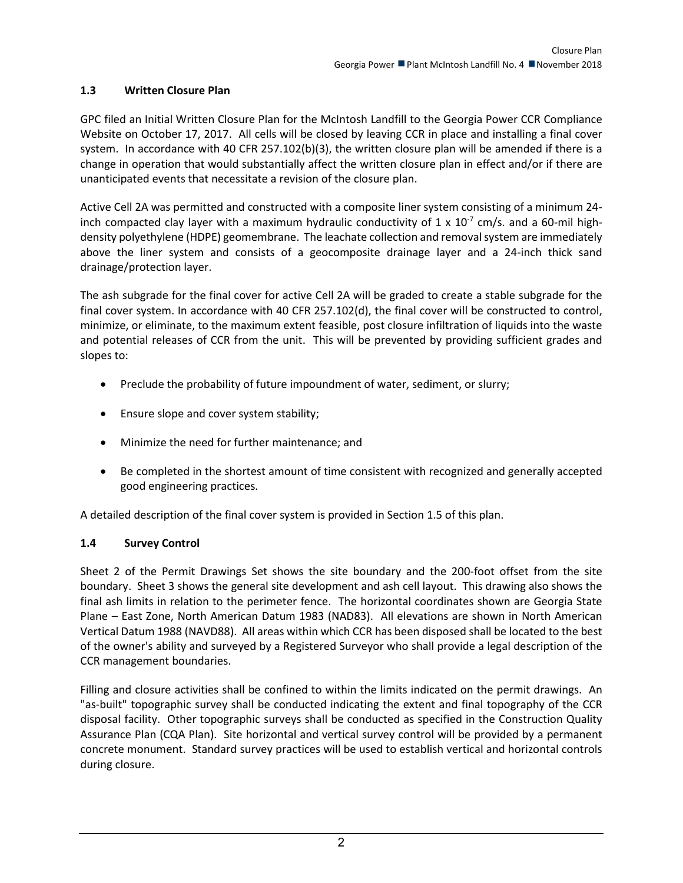### 1.3 Written Closure Plan

GPC filed an Initial Written Closure Plan for the McIntosh Landfill to the Georgia Power CCR Compliance Website on October 17, 2017. All cells will be closed by leaving CCR in place and installing a final cover system. In accordance with 40 CFR 257.102(b)(3), the written closure plan will be amended if there is a change in operation that would substantially affect the written closure plan in effect and/or if there are unanticipated events that necessitate a revision of the closure plan.

Active Cell 2A was permitted and constructed with a composite liner system consisting of a minimum 24-inch compacted clay layer with a maximum hydraulic conductivity of $1 \times 10^{-7}$ cm/s. and a 60-mil high-density polyethylene (HDPE) geomembrane. The leachate collection and removal system are immediately above the liner system and consists of a geocomposite drainage layer and a 24-inch thick sand drainage/protection layer.

The ash subgrade for the final cover for active Cell 2A will be graded to create a stable subgrade for the final cover system. In accordance with 40 CFR 257.102(d), the final cover will be constructed to control, minimize, or eliminate, to the maximum extent feasible, post closure infiltration of liquids into the waste and potential releases of CCR from the unit. This will be prevented by providing sufficient grades and slopes to:

- Preclude the probability of future impoundment of water, sediment, or slurry;
- Ensure slope and cover system stability;
- Minimize the need for further maintenance; and
- Be completed in the shortest amount of time consistent with recognized and generally accepted good engineering practices.

A detailed description of the final cover system is provided in Section 1.5 of this plan.

### 1.4 Survey Control

Sheet 2 of the Permit Drawings Set shows the site boundary and the 200-foot offset from the site boundary. Sheet 3 shows the general site development and ash cell layout. This drawing also shows the final ash limits in relation to the perimeter fence. The horizontal coordinates shown are Georgia State Plane – East Zone, North American Datum 1983 (NAD83). All elevations are shown in North American Vertical Datum 1988 (NAVD88). All areas within which CCR has been disposed shall be located to the best of the owner's ability and surveyed by a Registered Surveyor who shall provide a legal description of the CCR management boundaries.

Filling and closure activities shall be confined to within the limits indicated on the permit drawings. An "as-built" topographic survey shall be conducted indicating the extent and final topography of the CCR disposal facility. Other topographic surveys shall be conducted as specified in the Construction Quality Assurance Plan (CQA Plan). Site horizontal and vertical survey control will be provided by a permanent concrete monument. Standard survey practices will be used to establish vertical and horizontal controls during closure.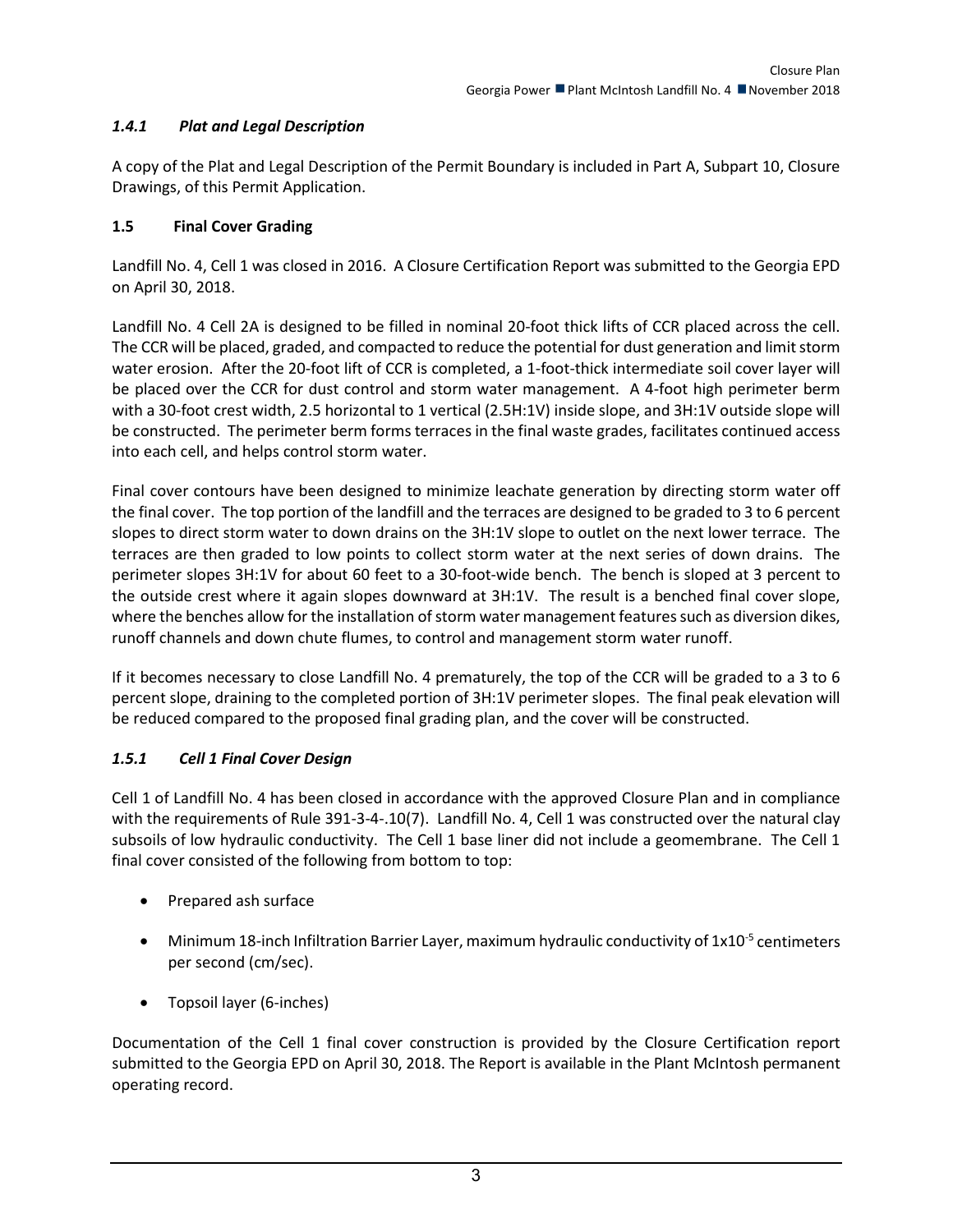### *1.4.1 Plat and Legal Description*

A copy of the Plat and Legal Description of the Permit Boundary is included in Part A, Subpart 10, Closure Drawings, of this Permit Application.

### 1.5 Final Cover Grading

Landfill No. 4, Cell 1 was closed in 2016. A Closure Certification Report was submitted to the Georgia EPD on April 30, 2018.

Landfill No. 4 Cell 2A is designed to be filled in nominal 20-foot thick lifts of CCR placed across the cell. The CCR will be placed, graded, and compacted to reduce the potential for dust generation and limit storm water erosion. After the 20-foot lift of CCR is completed, a 1-foot-thick intermediate soil cover layer will be placed over the CCR for dust control and storm water management. A 4-foot high perimeter berm with a 30-foot crest width, 2.5 horizontal to 1 vertical (2.5H:1V) inside slope, and 3H:1V outside slope will be constructed. The perimeter berm forms terraces in the final waste grades, facilitates continued access into each cell, and helps control storm water.

Final cover contours have been designed to minimize leachate generation by directing storm water off the final cover. The top portion of the landfill and the terraces are designed to be graded to 3 to 6 percent slopes to direct storm water to down drains on the 3H:1V slope to outlet on the next lower terrace. The terraces are then graded to low points to collect storm water at the next series of down drains. The perimeter slopes 3H:1V for about 60 feet to a 30-foot-wide bench. The bench is sloped at 3 percent to the outside crest where it again slopes downward at 3H:1V. The result is a benched final cover slope, where the benches allow for the installation of storm water management features such as diversion dikes, runoff channels and down chute flumes, to control and management storm water runoff.

If it becomes necessary to close Landfill No. 4 prematurely, the top of the CCR will be graded to a 3 to 6 percent slope, draining to the completed portion of 3H:1V perimeter slopes. The final peak elevation will be reduced compared to the proposed final grading plan, and the cover will be constructed.

### *1.5.1 Cell 1 Final Cover Design*

Cell 1 of Landfill No. 4 has been closed in accordance with the approved Closure Plan and in compliance with the requirements of Rule 391-3-4-.10(7). Landfill No. 4, Cell 1 was constructed over the natural clay subsoils of low hydraulic conductivity. The Cell 1 base liner did not include a geomembrane. The Cell 1 final cover consisted of the following from bottom to top:

- Prepared ash surface
- Minimum 18-inch Infiltration Barrier Layer, maximum hydraulic conductivity of $1x10^{-5}$ centimeters per second (cm/sec).
- Topsoil layer (6-inches)

Documentation of the Cell 1 final cover construction is provided by the Closure Certification report submitted to the Georgia EPD on April 30, 2018. The Report is available in the Plant McIntosh permanent operating record.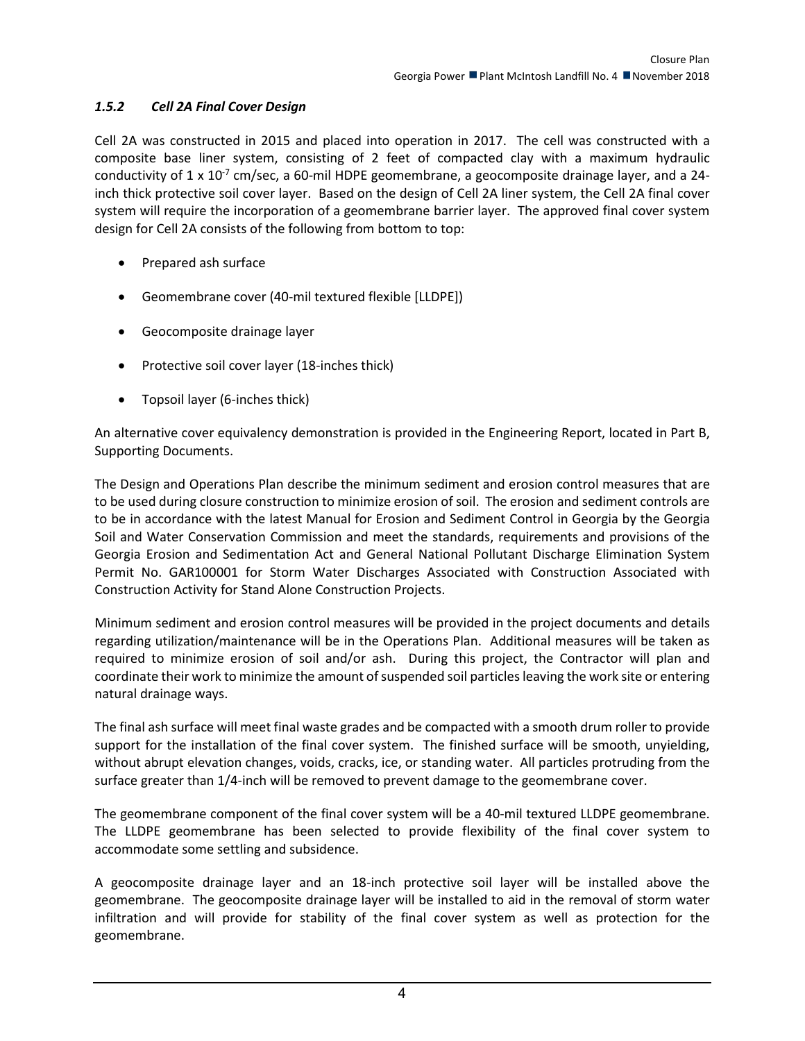### *1.5.2 Cell 2A Final Cover Design*

Cell 2A was constructed in 2015 and placed into operation in 2017. The cell was constructed with a composite base liner system, consisting of 2 feet of compacted clay with a maximum hydraulic conductivity of $1 \times 10^{-7}$ cm/sec, a 60-mil HDPE geomembrane, a geocomposite drainage layer, and a 24-inch thick protective soil cover layer. Based on the design of Cell 2A liner system, the Cell 2A final cover system will require the incorporation of a geomembrane barrier layer. The approved final cover system design for Cell 2A consists of the following from bottom to top:

- Prepared ash surface
- Geomembrane cover (40-mil textured flexible [LLDPE])
- Geocomposite drainage layer
- Protective soil cover layer (18-inches thick)
- Topsoil layer (6-inches thick)

An alternative cover equivalency demonstration is provided in the Engineering Report, located in Part B, Supporting Documents.

The Design and Operations Plan describe the minimum sediment and erosion control measures that are to be used during closure construction to minimize erosion of soil. The erosion and sediment controls are to be in accordance with the latest Manual for Erosion and Sediment Control in Georgia by the Georgia Soil and Water Conservation Commission and meet the standards, requirements and provisions of the Georgia Erosion and Sedimentation Act and General National Pollutant Discharge Elimination System Permit No. GAR100001 for Storm Water Discharges Associated with Construction Associated with Construction Activity for Stand Alone Construction Projects.

Minimum sediment and erosion control measures will be provided in the project documents and details regarding utilization/maintenance will be in the Operations Plan. Additional measures will be taken as required to minimize erosion of soil and/or ash. During this project, the Contractor will plan and coordinate their work to minimize the amount of suspended soil particles leaving the work site or entering natural drainage ways.

The final ash surface will meet final waste grades and be compacted with a smooth drum roller to provide support for the installation of the final cover system. The finished surface will be smooth, unyielding, without abrupt elevation changes, voids, cracks, ice, or standing water. All particles protruding from the surface greater than 1/4-inch will be removed to prevent damage to the geomembrane cover.

The geomembrane component of the final cover system will be a 40-mil textured LLDPE geomembrane. The LLDPE geomembrane has been selected to provide flexibility of the final cover system to accommodate some settling and subsidence.

A geocomposite drainage layer and an 18-inch protective soil layer will be installed above the geomembrane. The geocomposite drainage layer will be installed to aid in the removal of storm water infiltration and will provide for stability of the final cover system as well as protection for the geomembrane.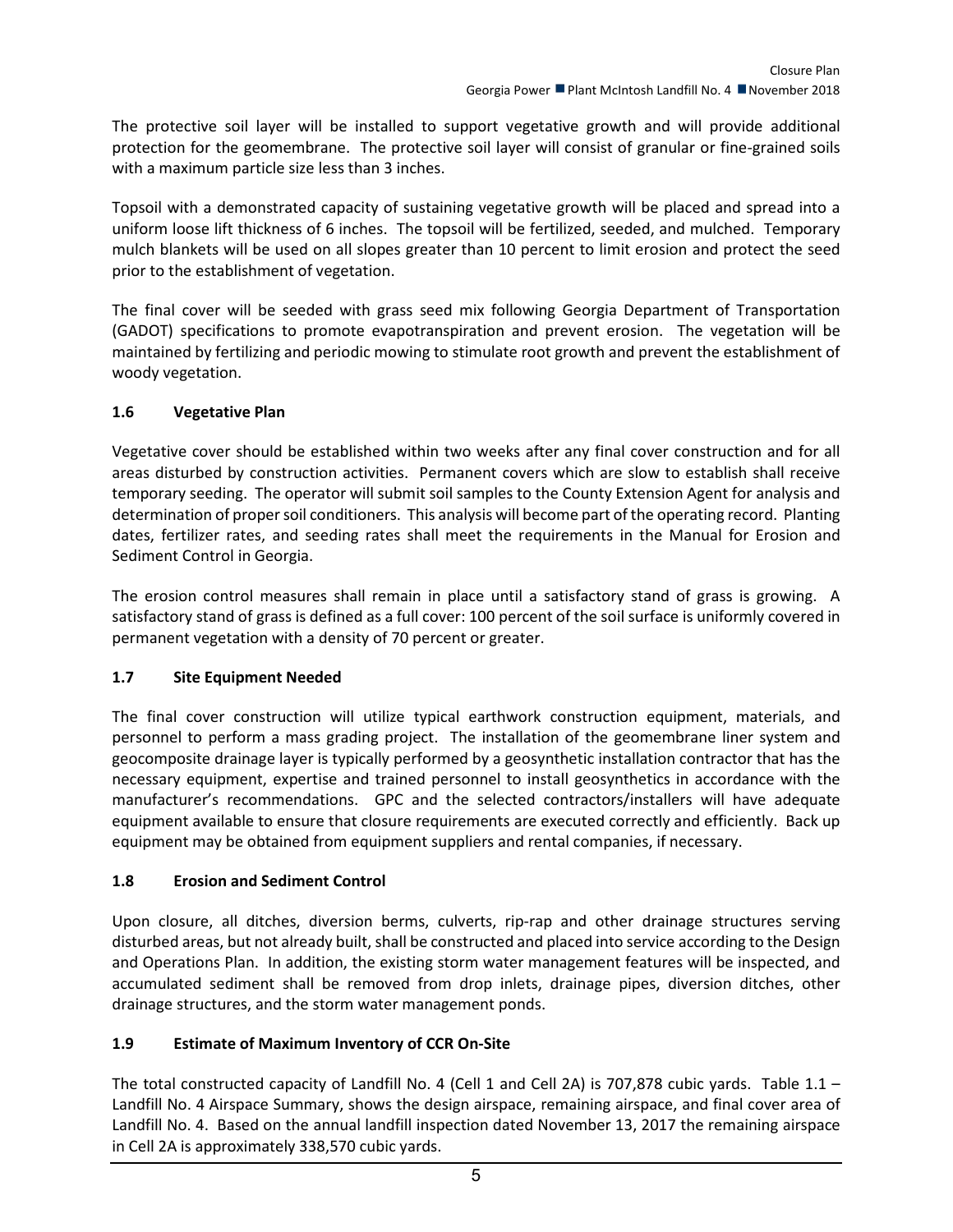The protective soil layer will be installed to support vegetative growth and will provide additional protection for the geomembrane. The protective soil layer will consist of granular or fine-grained soils with a maximum particle size less than 3 inches.

Topsoil with a demonstrated capacity of sustaining vegetative growth will be placed and spread into a uniform loose lift thickness of 6 inches. The topsoil will be fertilized, seeded, and mulched. Temporary mulch blankets will be used on all slopes greater than 10 percent to limit erosion and protect the seed prior to the establishment of vegetation.

The final cover will be seeded with grass seed mix following Georgia Department of Transportation (GADOT) specifications to promote evapotranspiration and prevent erosion. The vegetation will be maintained by fertilizing and periodic mowing to stimulate root growth and prevent the establishment of woody vegetation.

### 1.6 Vegetative Plan

Vegetative cover should be established within two weeks after any final cover construction and for all areas disturbed by construction activities. Permanent covers which are slow to establish shall receive temporary seeding. The operator will submit soil samples to the County Extension Agent for analysis and determination of proper soil conditioners. This analysis will become part of the operating record. Planting dates, fertilizer rates, and seeding rates shall meet the requirements in the Manual for Erosion and Sediment Control in Georgia.

The erosion control measures shall remain in place until a satisfactory stand of grass is growing. A satisfactory stand of grass is defined as a full cover: 100 percent of the soil surface is uniformly covered in permanent vegetation with a density of 70 percent or greater.

### 1.7 Site Equipment Needed

The final cover construction will utilize typical earthwork construction equipment, materials, and personnel to perform a mass grading project. The installation of the geomembrane liner system and geocomposite drainage layer is typically performed by a geosynthetic installation contractor that has the necessary equipment, expertise and trained personnel to install geosynthetics in accordance with the manufacturer's recommendations. GPC and the selected contractors/installers will have adequate equipment available to ensure that closure requirements are executed correctly and efficiently. Back up equipment may be obtained from equipment suppliers and rental companies, if necessary.

### 1.8 Erosion and Sediment Control

Upon closure, all ditches, diversion berms, culverts, rip-rap and other drainage structures serving disturbed areas, but not already built, shall be constructed and placed into service according to the Design and Operations Plan. In addition, the existing storm water management features will be inspected, and accumulated sediment shall be removed from drop inlets, drainage pipes, diversion ditches, other drainage structures, and the storm water management ponds.

### 1.9 Estimate of Maximum Inventory of CCR On-Site

The total constructed capacity of Landfill No. 4 (Cell 1 and Cell 2A) is 707,878 cubic yards. Table 1.1 – Landfill No. 4 Airspace Summary, shows the design airspace, remaining airspace, and final cover area of Landfill No. 4. Based on the annual landfill inspection dated November 13, 2017 the remaining airspace in Cell 2A is approximately 338,570 cubic yards.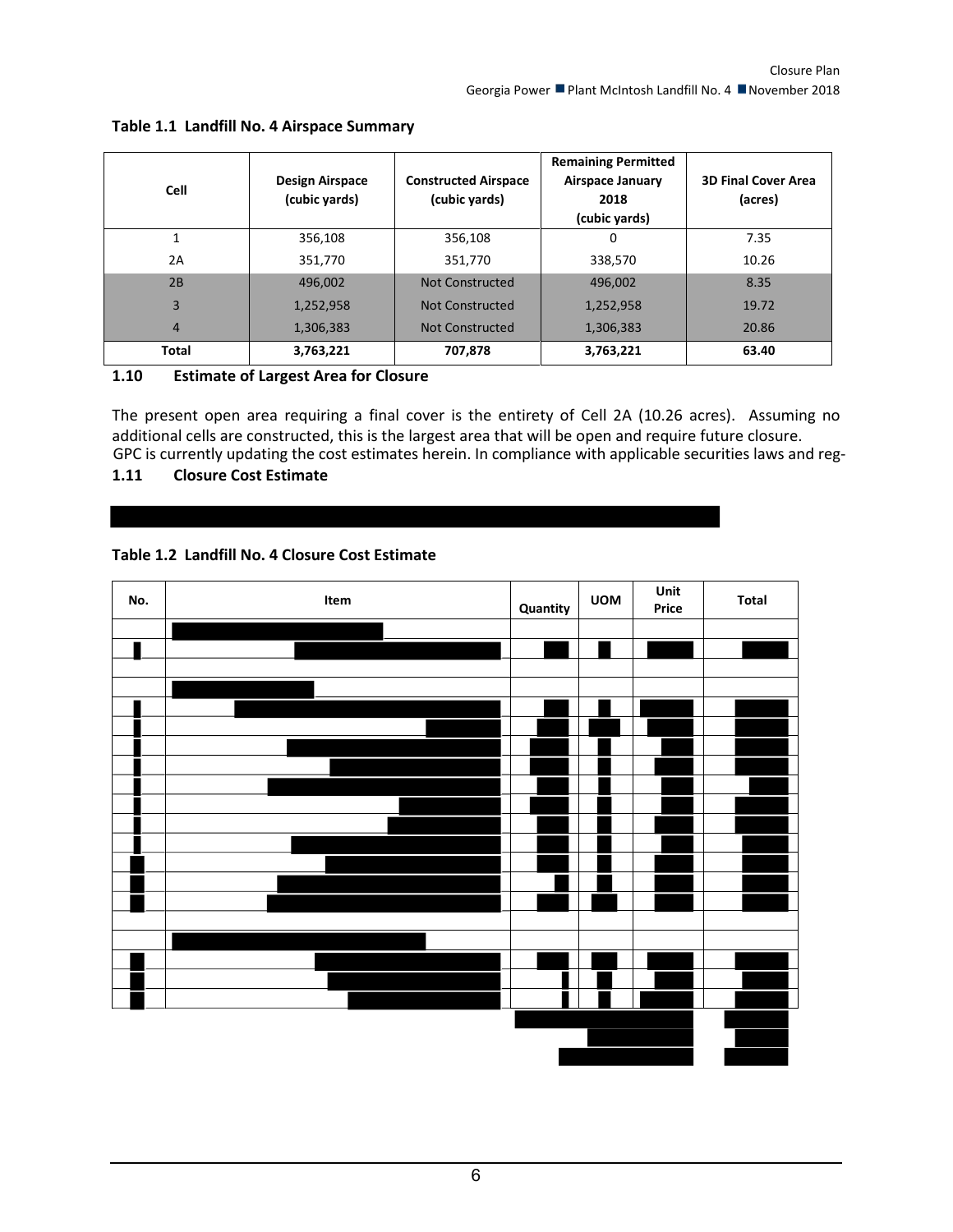**Table 1.1 Landfill No. 4 Airspace Summary**

| Cell | Design Airspace (cubic yards) | Constructed Airspace (cubic yards) | Remaining Permitted Airspace January 2018 (cubic yards) | 3D Final Cover Area (acres) |
|---|---|---|---|---|
| 1 | 356,108 | 356,108 | 0 | 7.35 |
| 2A | 351,770 | 351,770 | 338,570 | 10.26 |
| 2B | 496,002 | Not Constructed | 496,002 | 8.35 |
| 3 | 1,252,958 | Not Constructed | 1,252,958 | 19.72 |
| 4 | 1,306,383 | Not Constructed | 1,306,383 | 20.86 |
| **Total** | **3,763,221** | **707,878** | **3,763,221** | **63.40** |

## 1.10 Estimate of Largest Area for Closure

The present open area requiring a final cover is the entirety of Cell 2A (10.26 acres). Assuming no additional cells are constructed, this is the largest area that will be open and require future closure.

GPC is currently updating the cost estimates herein. In compliance with applicable securities laws and reg-

## 1.11 Closure Cost Estimate

**Table 1.2 Landfill No. 4 Closure Cost Estimate**

| No. | Item | Quantity | UOM | Unit Price | Total |
|---|---|---|---|---|---|
| | | | | | |
| | | | | | |
| | | | | | |
| | | | | | |
| | | | | | |
| | | | | | |
| | | | | | |
| | | | | | |
| | | | | | |
| | | | | | |
| | | | | | |
| | | | | | |
| | | | | | |
| | | | | | |
| | | | | | |
| | | | | | |
| | | | | | |
| | | | | | |
| | | | | | |
| | | | | | |
| | | | | | |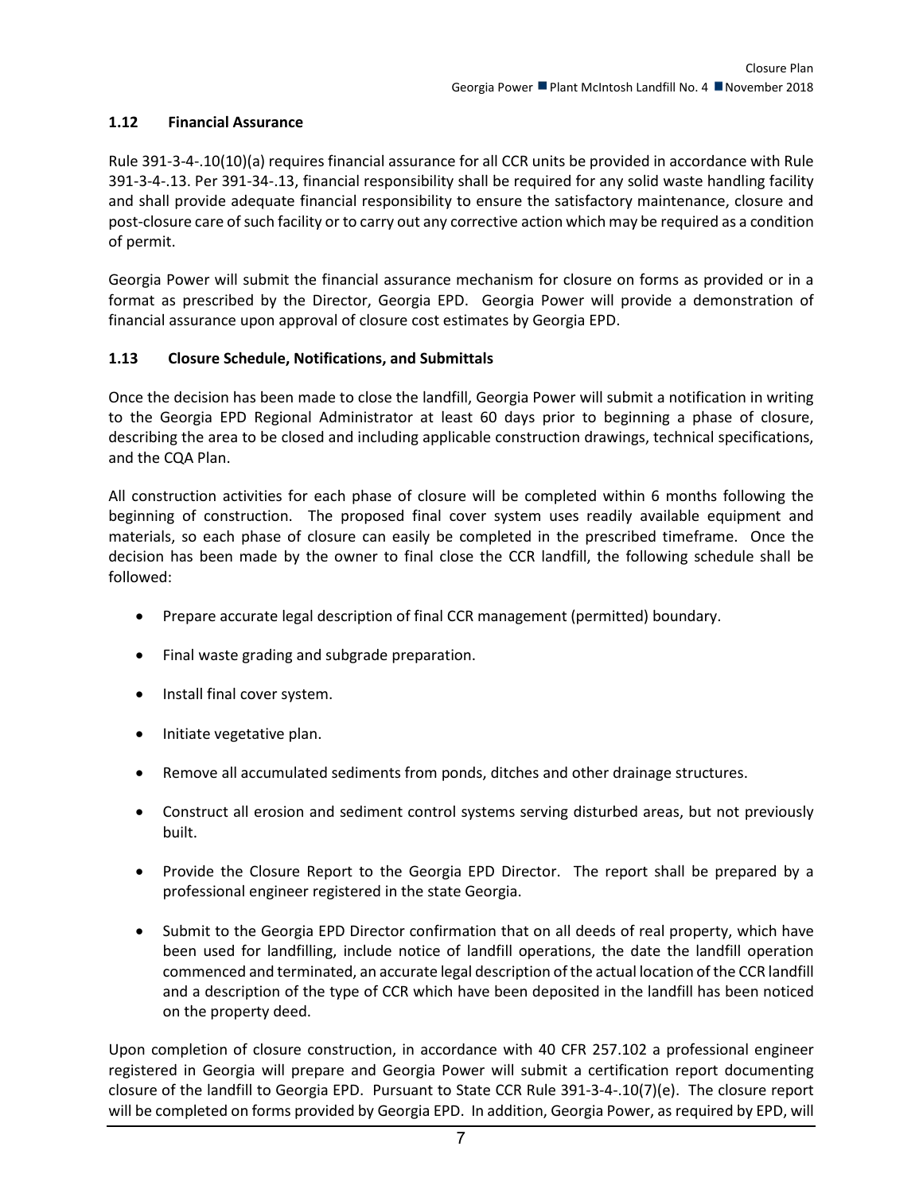## 1.12 Financial Assurance

Rule 391-3-4-.10(10)(a) requires financial assurance for all CCR units be provided in accordance with Rule 391-3-4-.13. Per 391-34-.13, financial responsibility shall be required for any solid waste handling facility and shall provide adequate financial responsibility to ensure the satisfactory maintenance, closure and post-closure care of such facility or to carry out any corrective action which may be required as a condition of permit.

Georgia Power will submit the financial assurance mechanism for closure on forms as provided or in a format as prescribed by the Director, Georgia EPD. Georgia Power will provide a demonstration of financial assurance upon approval of closure cost estimates by Georgia EPD.

## 1.13 Closure Schedule, Notifications, and Submittals

Once the decision has been made to close the landfill, Georgia Power will submit a notification in writing to the Georgia EPD Regional Administrator at least 60 days prior to beginning a phase of closure, describing the area to be closed and including applicable construction drawings, technical specifications, and the CQA Plan.

All construction activities for each phase of closure will be completed within 6 months following the beginning of construction. The proposed final cover system uses readily available equipment and materials, so each phase of closure can easily be completed in the prescribed timeframe. Once the decision has been made by the owner to final close the CCR landfill, the following schedule shall be followed:

- Prepare accurate legal description of final CCR management (permitted) boundary.
- Final waste grading and subgrade preparation.
- Install final cover system.
- Initiate vegetative plan.
- Remove all accumulated sediments from ponds, ditches and other drainage structures.
- Construct all erosion and sediment control systems serving disturbed areas, but not previously built.
- Provide the Closure Report to the Georgia EPD Director. The report shall be prepared by a professional engineer registered in the state Georgia.
- Submit to the Georgia EPD Director confirmation that on all deeds of real property, which have been used for landfilling, include notice of landfill operations, the date the landfill operation commenced and terminated, an accurate legal description of the actual location of the CCR landfill and a description of the type of CCR which have been deposited in the landfill has been noticed on the property deed.

Upon completion of closure construction, in accordance with 40 CFR 257.102 a professional engineer registered in Georgia will prepare and Georgia Power will submit a certification report documenting closure of the landfill to Georgia EPD. Pursuant to State CCR Rule 391-3-4-.10(7)(e). The closure report will be completed on forms provided by Georgia EPD. In addition, Georgia Power, as required by EPD, will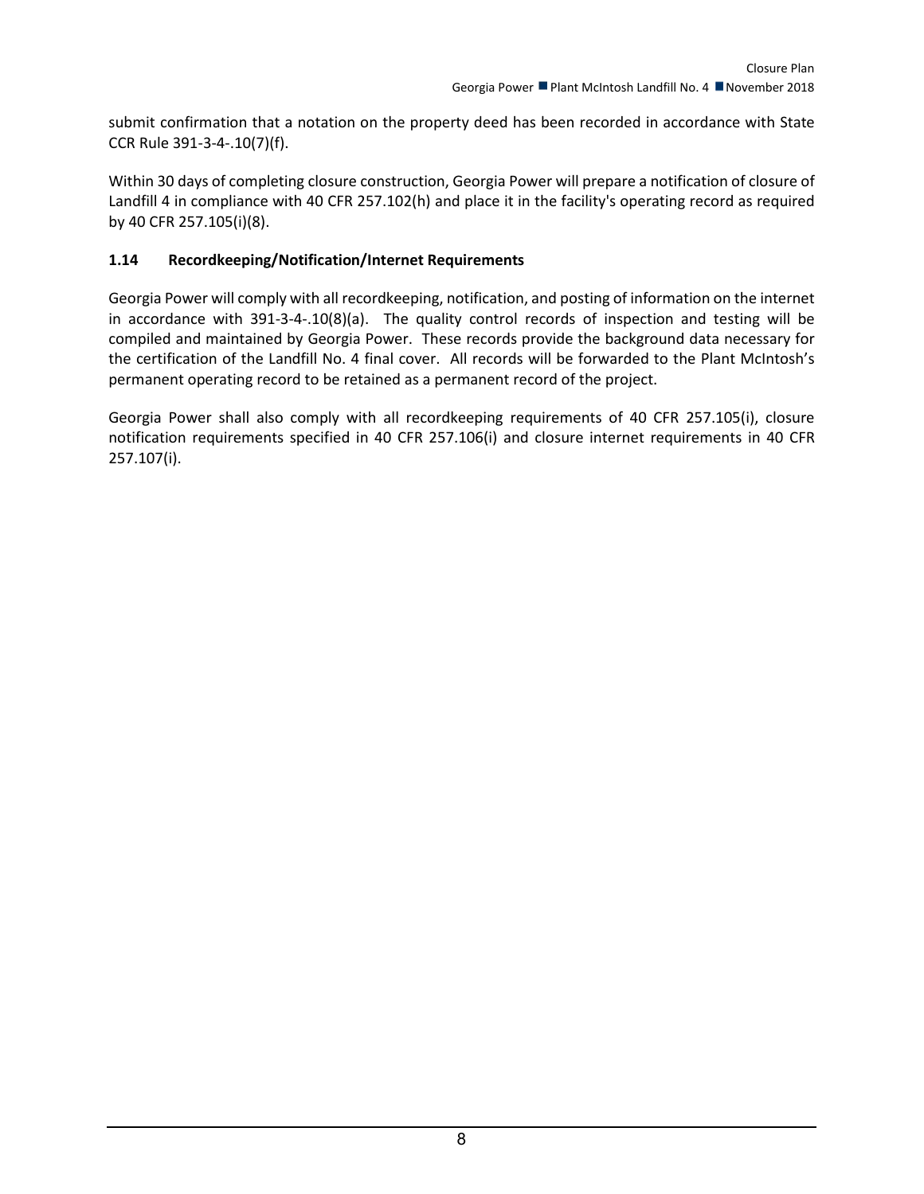submit confirmation that a notation on the property deed has been recorded in accordance with State CCR Rule 391-3-4-.10(7)(f).

Within 30 days of completing closure construction, Georgia Power will prepare a notification of closure of Landfill 4 in compliance with 40 CFR 257.102(h) and place it in the facility's operating record as required by 40 CFR 257.105(i)(8).

### 1.14 Recordkeeping/Notification/Internet Requirements

Georgia Power will comply with all recordkeeping, notification, and posting of information on the internet in accordance with 391-3-4-.10(8)(a). The quality control records of inspection and testing will be compiled and maintained by Georgia Power. These records provide the background data necessary for the certification of the Landfill No. 4 final cover. All records will be forwarded to the Plant McIntosh's permanent operating record to be retained as a permanent record of the project.

Georgia Power shall also comply with all recordkeeping requirements of 40 CFR 257.105(i), closure notification requirements specified in 40 CFR 257.106(i) and closure internet requirements in 40 CFR 257.107(i).